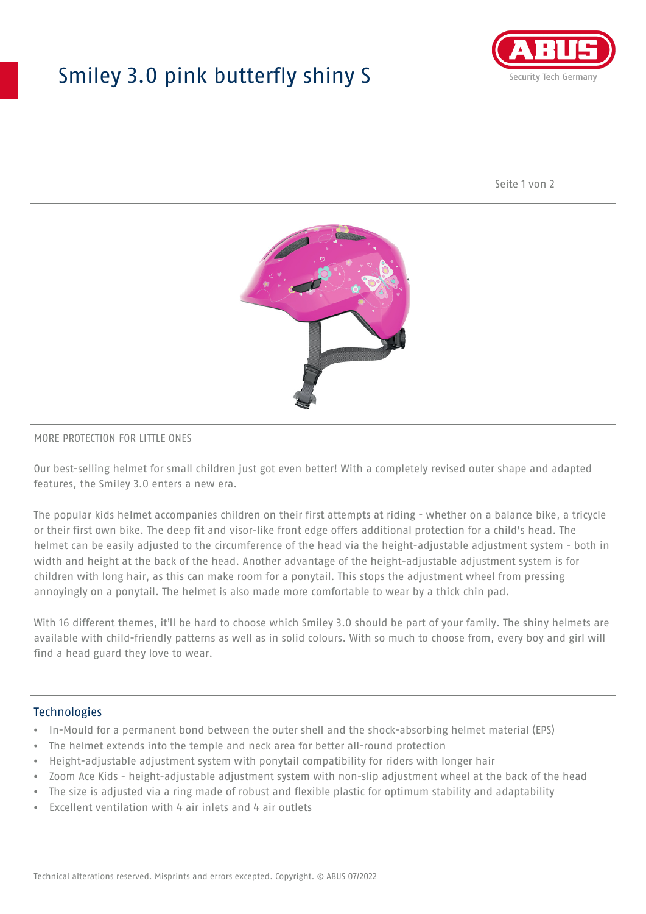# Smiley 3.0 pink butterfly shiny S

MORE PROTECTION FOR LITTLE ONES

Our best-selling helmet for small children just got even better! With a completely revised outer shape and adapted features, the Smiley 3.0 enters a new era.

The popular kids helmet accompanies children on their first attempts at riding - whether on a balance bike, a tricycle or their first own bike. The deep fit and visor-like front edge offers additional protection for a child's head. The helmet can be easily adjusted to the circumference of the head via the height-adjustable adjustment system - both in width and height at the back of the head. Another advantage of the height-adjustable adjustment system is for children with long hair, as this can make room for a ponytail. This stops the adjustment wheel from pressing annoyingly on a ponytail. The helmet is also made more comfortable to wear by a thick chin pad.

With 16 different themes, it'll be hard to choose which Smiley 3.0 should be part of your family. The shiny helmets are available with child-friendly patterns as well as in solid colours. With so much to choose from, every boy and girl will find a head guard they love to wear.

## Technologies

- In-Mould for a permanent bond between the outer shell and the shock-absorbing helmet material (EPS)
- The helmet extends into the temple and neck area for better all-round protection
- Height-adjustable adjustment system with ponytail compatibility for riders with longer hair
- Zoom Ace Kids - height-adjustable adjustment system with non-slip adjustment wheel at the back of the head
- The size is adjusted via a ring made of robust and flexible plastic for optimum stability and adaptability
- Excellent ventilation with 4 air inlets and 4 air outlets

Technical alterations reserved. Misprints and errors excepted. Copyright. © ABUS 07/2022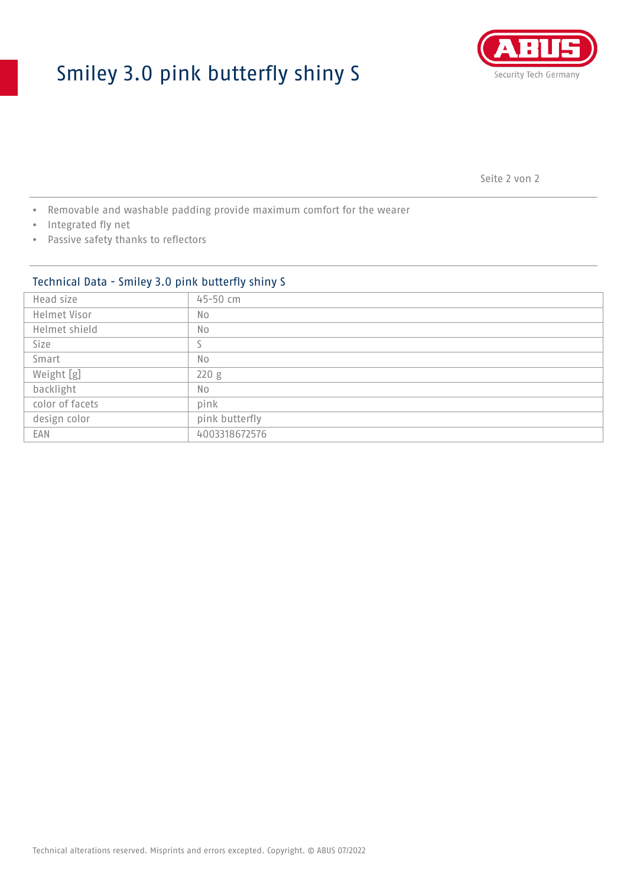- Removable and washable padding provide maximum comfort for the wearer
- Integrated fly net
- Passive safety thanks to reflectors

## Technical Data - Smiley 3.0 pink butterfly shiny S

| | |
|---|---|
| Head size | 45-50 cm |
| Helmet Visor | No |
| Helmet shield | No |
| Size | S |
| Smart | No |
| Weight [g] | 220 g |
| backlight | No |
| color of facets | pink |
| design color | pink butterfly |
| EAN | 4003318672576 |

Technical alterations reserved. Misprints and errors excepted. Copyright. © ABUS 07/2022